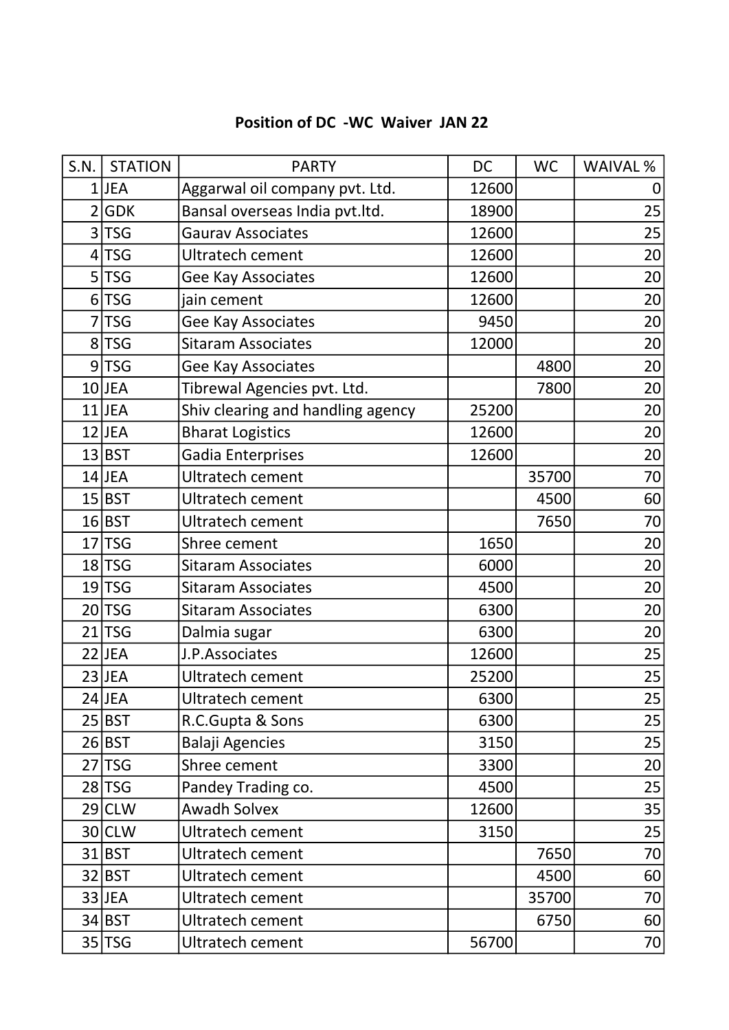**Position of DC -WC Waiver JAN 22**

| S.N. | STATION | PARTY | DC | WC | WAIVAL % |
|---|---|---|---|---|---|
| 1 | JEA | Aggarwal oil company pvt. Ltd. | 12600 | | 0 |
| 2 | GDK | Bansal overseas India pvt.ltd. | 18900 | | 25 |
| 3 | TSG | Gaurav Associates | 12600 | | 25 |
| 4 | TSG | Ultratech cement | 12600 | | 20 |
| 5 | TSG | Gee Kay Associates | 12600 | | 20 |
| 6 | TSG | jain cement | 12600 | | 20 |
| 7 | TSG | Gee Kay Associates | 9450 | | 20 |
| 8 | TSG | Sitaram Associates | 12000 | | 20 |
| 9 | TSG | Gee Kay Associates | | 4800 | 20 |
| 10 | JEA | Tibrewal Agencies pvt. Ltd. | | 7800 | 20 |
| 11 | JEA | Shiv clearing and handling agency | 25200 | | 20 |
| 12 | JEA | Bharat Logistics | 12600 | | 20 |
| 13 | BST | Gadia Enterprises | 12600 | | 20 |
| 14 | JEA | Ultratech cement | | 35700 | 70 |
| 15 | BST | Ultratech cement | | 4500 | 60 |
| 16 | BST | Ultratech cement | | 7650 | 70 |
| 17 | TSG | Shree cement | 1650 | | 20 |
| 18 | TSG | Sitaram Associates | 6000 | | 20 |
| 19 | TSG | Sitaram Associates | 4500 | | 20 |
| 20 | TSG | Sitaram Associates | 6300 | | 20 |
| 21 | TSG | Dalmia sugar | 6300 | | 20 |
| 22 | JEA | J.P.Associates | 12600 | | 25 |
| 23 | JEA | Ultratech cement | 25200 | | 25 |
| 24 | JEA | Ultratech cement | 6300 | | 25 |
| 25 | BST | R.C.Gupta & Sons | 6300 | | 25 |
| 26 | BST | Balaji Agencies | 3150 | | 25 |
| 27 | TSG | Shree cement | 3300 | | 20 |
| 28 | TSG | Pandey Trading co. | 4500 | | 25 |
| 29 | CLW | Awadh Solvex | 12600 | | 35 |
| 30 | CLW | Ultratech cement | 3150 | | 25 |
| 31 | BST | Ultratech cement | | 7650 | 70 |
| 32 | BST | Ultratech cement | | 4500 | 60 |
| 33 | JEA | Ultratech cement | | 35700 | 70 |
| 34 | BST | Ultratech cement | | 6750 | 60 |
| 35 | TSG | Ultratech cement | 56700 | | 70 |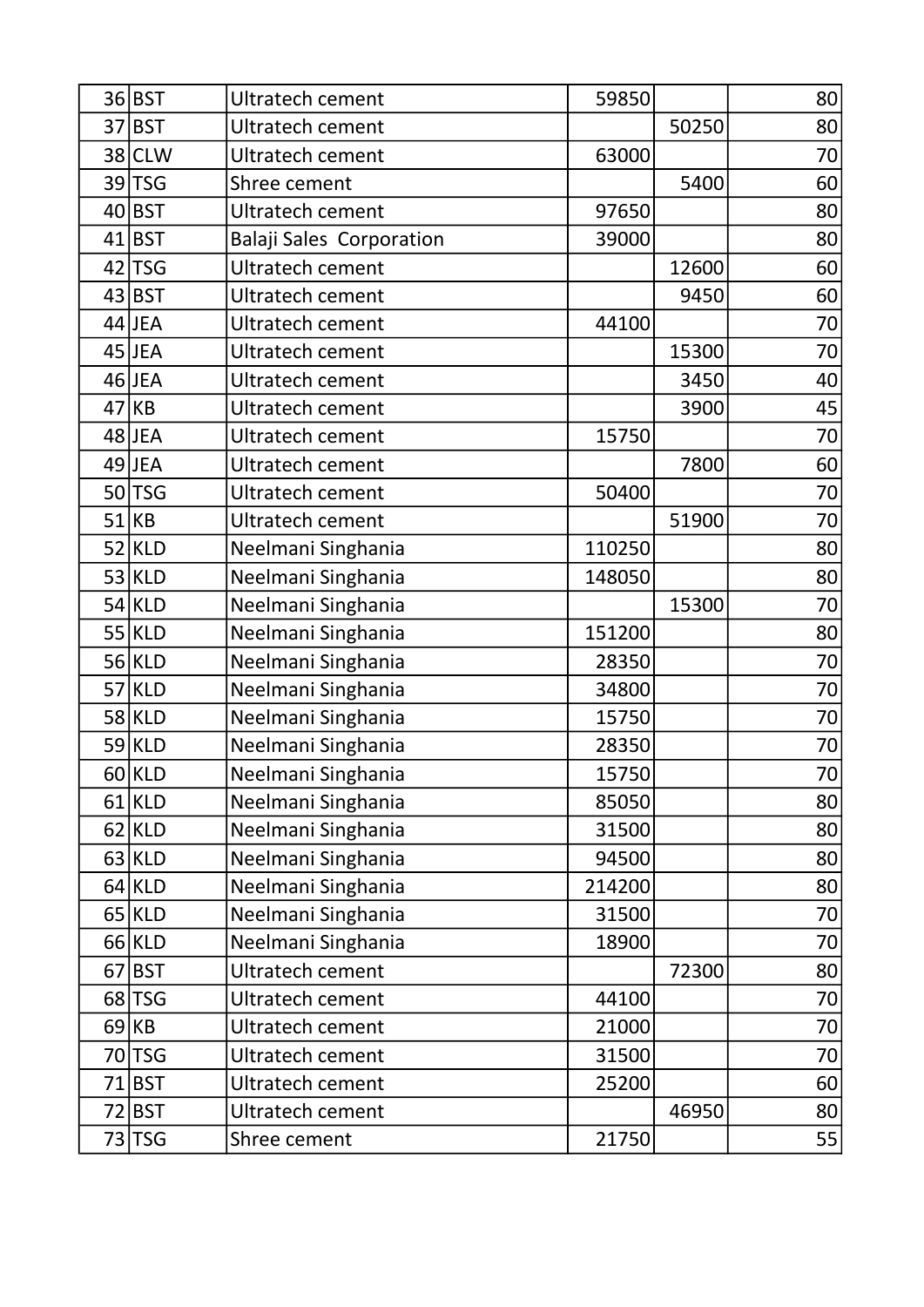| | | | | | |
|---|---|---|---|---|---|
| 36 | BST | Ultratech cement | 59850 | | 80 |
| 37 | BST | Ultratech cement | | 50250 | 80 |
| 38 | CLW | Ultratech cement | 63000 | | 70 |
| 39 | TSG | Shree cement | | 5400 | 60 |
| 40 | BST | Ultratech cement | 97650 | | 80 |
| 41 | BST | Balaji Sales Corporation | 39000 | | 80 |
| 42 | TSG | Ultratech cement | | 12600 | 60 |
| 43 | BST | Ultratech cement | | 9450 | 60 |
| 44 | JEA | Ultratech cement | 44100 | | 70 |
| 45 | JEA | Ultratech cement | | 15300 | 70 |
| 46 | JEA | Ultratech cement | | 3450 | 40 |
| 47 | KB | Ultratech cement | | 3900 | 45 |
| 48 | JEA | Ultratech cement | 15750 | | 70 |
| 49 | JEA | Ultratech cement | | 7800 | 60 |
| 50 | TSG | Ultratech cement | 50400 | | 70 |
| 51 | KB | Ultratech cement | | 51900 | 70 |
| 52 | KLD | Neelmani Singhania | 110250 | | 80 |
| 53 | KLD | Neelmani Singhania | 148050 | | 80 |
| 54 | KLD | Neelmani Singhania | | 15300 | 70 |
| 55 | KLD | Neelmani Singhania | 151200 | | 80 |
| 56 | KLD | Neelmani Singhania | 28350 | | 70 |
| 57 | KLD | Neelmani Singhania | 34800 | | 70 |
| 58 | KLD | Neelmani Singhania | 15750 | | 70 |
| 59 | KLD | Neelmani Singhania | 28350 | | 70 |
| 60 | KLD | Neelmani Singhania | 15750 | | 70 |
| 61 | KLD | Neelmani Singhania | 85050 | | 80 |
| 62 | KLD | Neelmani Singhania | 31500 | | 80 |
| 63 | KLD | Neelmani Singhania | 94500 | | 80 |
| 64 | KLD | Neelmani Singhania | 214200 | | 80 |
| 65 | KLD | Neelmani Singhania | 31500 | | 70 |
| 66 | KLD | Neelmani Singhania | 18900 | | 70 |
| 67 | BST | Ultratech cement | | 72300 | 80 |
| 68 | TSG | Ultratech cement | 44100 | | 70 |
| 69 | KB | Ultratech cement | 21000 | | 70 |
| 70 | TSG | Ultratech cement | 31500 | | 70 |
| 71 | BST | Ultratech cement | 25200 | | 60 |
| 72 | BST | Ultratech cement | | 46950 | 80 |
| 73 | TSG | Shree cement | 21750 | | 55 |